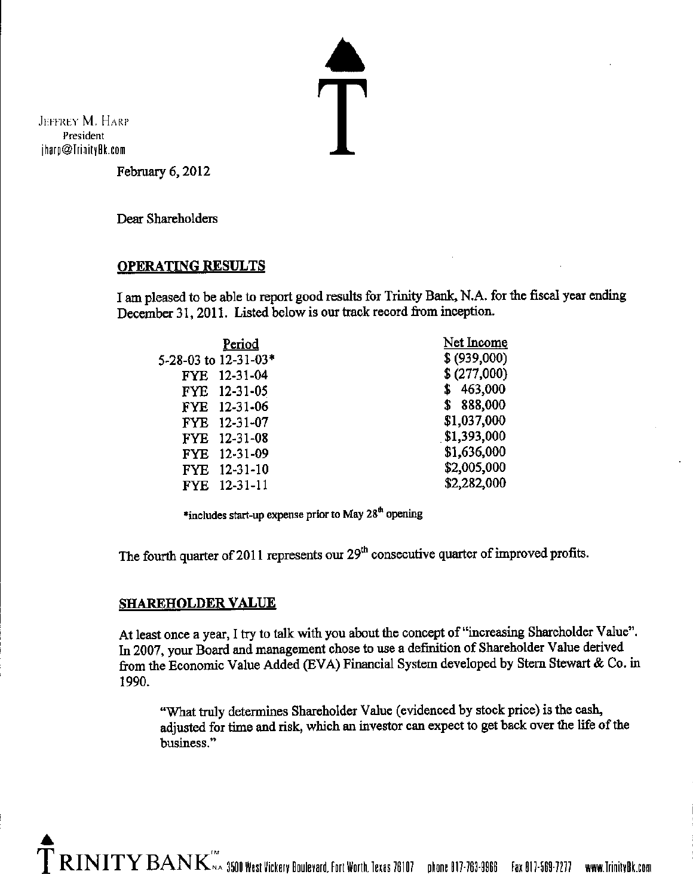Jeffrey M. Harp
President
jharp@TrinityBk.com

February 6, 2012

Dear Shareholders

## OPERATING RESULTS

I am pleased to be able to report good results for Trinity Bank, N.A. for the fiscal year ending December 31, 2011. Listed below is our track record from inception.

| Period | Net Income |
|---|---|
| 5-28-03 to 12-31-03* | $ (939,000) |
| FYE 12-31-04 | $ (277,000) |
| FYE 12-31-05 | $ 463,000 |
| FYE 12-31-06 | $ 888,000 |
| FYE 12-31-07 | $1,037,000 |
| FYE 12-31-08 | $1,393,000 |
| FYE 12-31-09 | $1,636,000 |
| FYE 12-31-10 | $2,005,000 |
| FYE 12-31-11 | $2,282,000 |

*includes start-up expense prior to May 28th opening

The fourth quarter of 2011 represents our 29th consecutive quarter of improved profits.

## SHAREHOLDER VALUE

At least once a year, I try to talk with you about the concept of "increasing Shareholder Value". In 2007, your Board and management chose to use a definition of Shareholder Value derived from the Economic Value Added (EVA) Financial System developed by Stern Stewart & Co. in 1990.

> "What truly determines Shareholder Value (evidenced by stock price) is the cash, adjusted for time and risk, which an investor can expect to get back over the life of the business."

Trinity Bank N.A. 3500 West Vickery Boulevard, Fort Worth, Texas 76107 phone 817-763-9966 Fax 817-569-7277 www.TrinityBk.com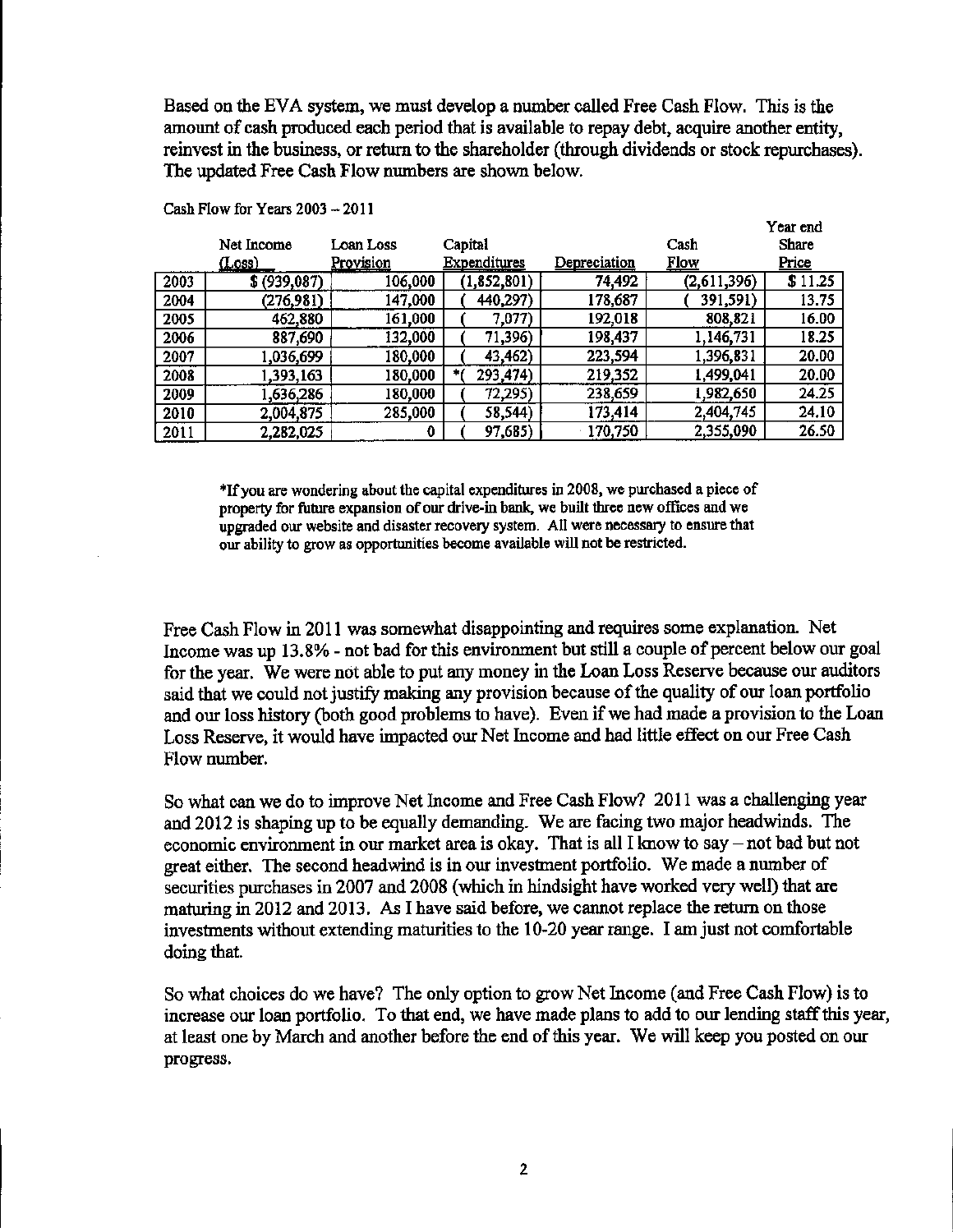Based on the EVA system, we must develop a number called Free Cash Flow. This is the amount of cash produced each period that is available to repay debt, acquire another entity, reinvest in the business, or return to the shareholder (through dividends or stock repurchases). The updated Free Cash Flow numbers are shown below.

Cash Flow for Years 2003 – 2011

| | Net Income (Loss) | Loan Loss Provision | Capital Expenditures | Depreciation | Cash Flow | Year end Share Price |
|---|---|---|---|---|---|---|
| 2003 | $ (939,087) | 106,000 | (1,852,801) | 74,492 | (2,611,396) | $ 11.25 |
| 2004 | (276,981) | 147,000 | ( 440,297) | 178,687 | ( 391,591) | 13.75 |
| 2005 | 462,880 | 161,000 | ( 7,077) | 192,018 | 808,821 | 16.00 |
| 2006 | 887,690 | 132,000 | ( 71,396) | 198,437 | 1,146,731 | 18.25 |
| 2007 | 1,036,699 | 180,000 | ( 43,462) | 223,594 | 1,396,831 | 20.00 |
| 2008 | 1,393,163 | 180,000 | *( 293,474) | 219,352 | 1,499,041 | 20.00 |
| 2009 | 1,636,286 | 180,000 | ( 72,295) | 238,659 | 1,982,650 | 24.25 |
| 2010 | 2,004,875 | 285,000 | ( 58,544) | 173,414 | 2,404,745 | 24.10 |
| 2011 | 2,282,025 | 0 | ( 97,685) | 170,750 | 2,355,090 | 26.50 |

*If you are wondering about the capital expenditures in 2008, we purchased a piece of property for future expansion of our drive-in bank, we built three new offices and we upgraded our website and disaster recovery system. All were necessary to ensure that our ability to grow as opportunities become available will not be restricted.

Free Cash Flow in 2011 was somewhat disappointing and requires some explanation. Net Income was up 13.8% - not bad for this environment but still a couple of percent below our goal for the year. We were not able to put any money in the Loan Loss Reserve because our auditors said that we could not justify making any provision because of the quality of our loan portfolio and our loss history (both good problems to have). Even if we had made a provision to the Loan Loss Reserve, it would have impacted our Net Income and had little effect on our Free Cash Flow number.

So what can we do to improve Net Income and Free Cash Flow? 2011 was a challenging year and 2012 is shaping up to be equally demanding. We are facing two major headwinds. The economic environment in our market area is okay. That is all I know to say – not bad but not great either. The second headwind is in our investment portfolio. We made a number of securities purchases in 2007 and 2008 (which in hindsight have worked very well) that are maturing in 2012 and 2013. As I have said before, we cannot replace the return on those investments without extending maturities to the 10-20 year range. I am just not comfortable doing that.

So what choices do we have? The only option to grow Net Income (and Free Cash Flow) is to increase our loan portfolio. To that end, we have made plans to add to our lending staff this year, at least one by March and another before the end of this year. We will keep you posted on our progress.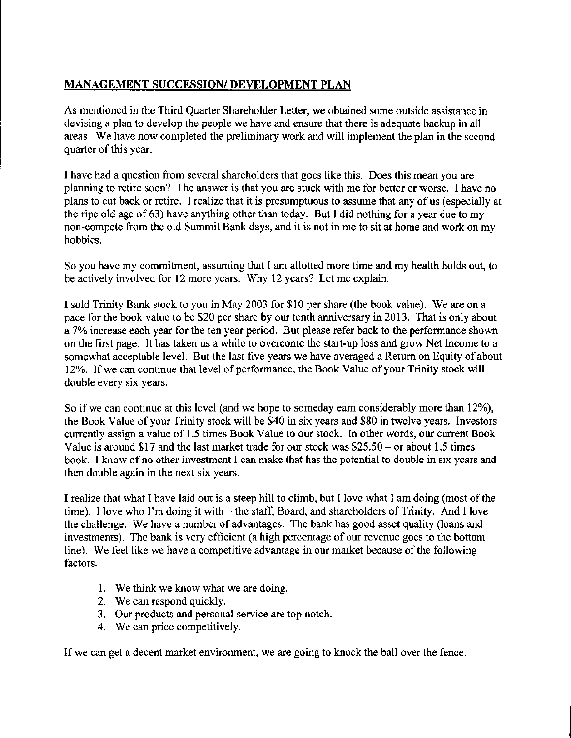## MANAGEMENT SUCCESSION/ DEVELOPMENT PLAN

As mentioned in the Third Quarter Shareholder Letter, we obtained some outside assistance in devising a plan to develop the people we have and ensure that there is adequate backup in all areas. We have now completed the preliminary work and will implement the plan in the second quarter of this year.

I have had a question from several shareholders that goes like this. Does this mean you are planning to retire soon? The answer is that you are stuck with me for better or worse. I have no plans to cut back or retire. I realize that it is presumptuous to assume that any of us (especially at the ripe old age of 63) have anything other than today. But I did nothing for a year due to my non-compete from the old Summit Bank days, and it is not in me to sit at home and work on my hobbies.

So you have my commitment, assuming that I am allotted more time and my health holds out, to be actively involved for 12 more years. Why 12 years? Let me explain.

I sold Trinity Bank stock to you in May 2003 for $10 per share (the book value). We are on a pace for the book value to be $20 per share by our tenth anniversary in 2013. That is only about a 7% increase each year for the ten year period. But please refer back to the performance shown on the first page. It has taken us a while to overcome the start-up loss and grow Net Income to a somewhat acceptable level. But the last five years we have averaged a Return on Equity of about 12%. If we can continue that level of performance, the Book Value of your Trinity stock will double every six years.

So if we can continue at this level (and we hope to someday earn considerably more than 12%), the Book Value of your Trinity stock will be $40 in six years and $80 in twelve years. Investors currently assign a value of 1.5 times Book Value to our stock. In other words, our current Book Value is around $17 and the last market trade for our stock was $25.50 – or about 1.5 times book. I know of no other investment I can make that has the potential to double in six years and then double again in the next six years.

I realize that what I have laid out is a steep hill to climb, but I love what I am doing (most of the time). I love who I'm doing it with – the staff, Board, and shareholders of Trinity. And I love the challenge. We have a number of advantages. The bank has good asset quality (loans and investments). The bank is very efficient (a high percentage of our revenue goes to the bottom line). We feel like we have a competitive advantage in our market because of the following factors.

1. We think we know what we are doing.
2. We can respond quickly.
3. Our products and personal service are top notch.
4. We can price competitively.

If we can get a decent market environment, we are going to knock the ball over the fence.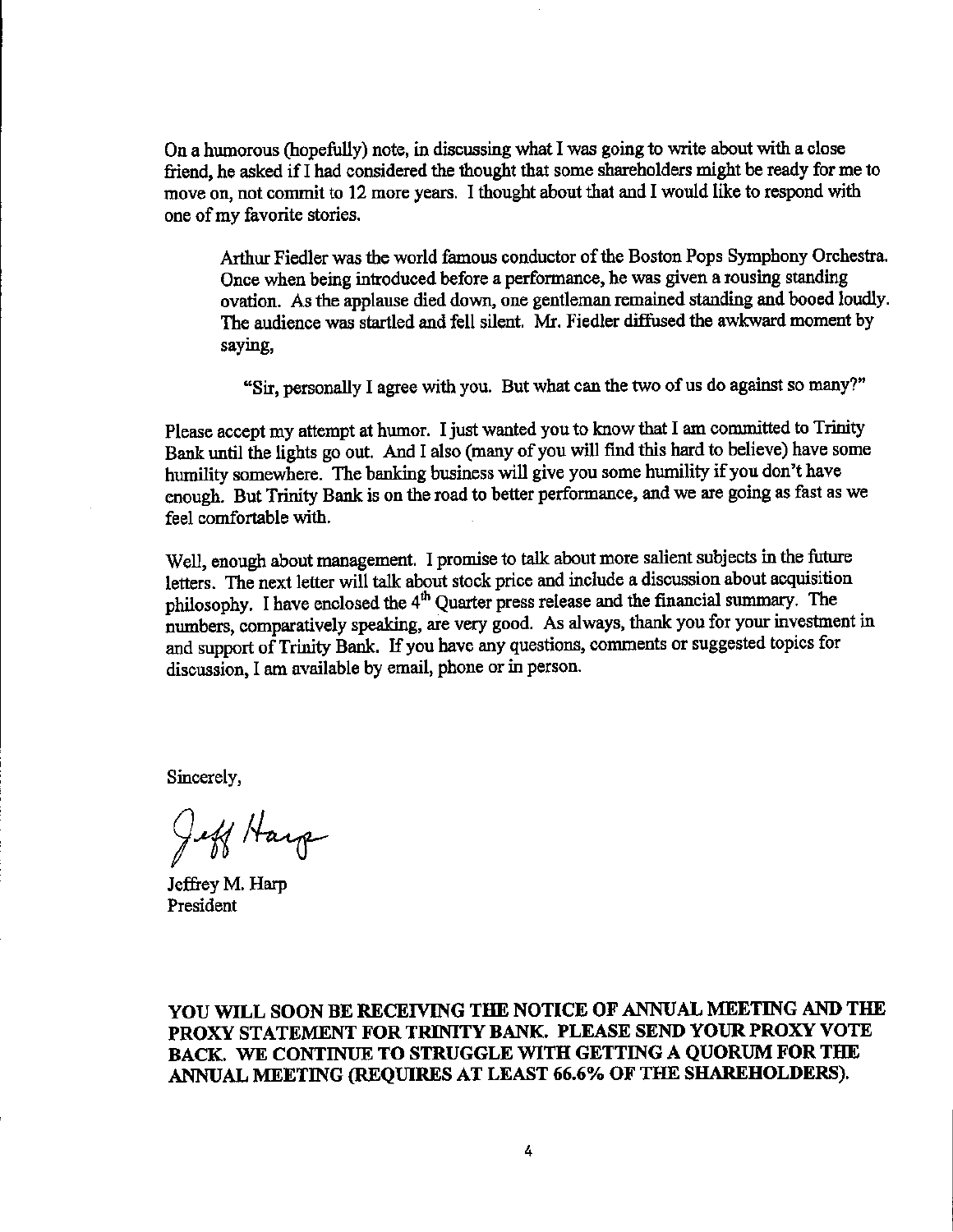On a humorous (hopefully) note, in discussing what I was going to write about with a close friend, he asked if I had considered the thought that some shareholders might be ready for me to move on, not commit to 12 more years. I thought about that and I would like to respond with one of my favorite stories.

> Arthur Fiedler was the world famous conductor of the Boston Pops Symphony Orchestra. Once when being introduced before a performance, he was given a rousing standing ovation. As the applause died down, one gentleman remained standing and booed loudly. The audience was startled and fell silent. Mr. Fiedler diffused the awkward moment by saying,
>
> > "Sir, personally I agree with you. But what can the two of us do against so many?"

Please accept my attempt at humor. I just wanted you to know that I am committed to Trinity Bank until the lights go out. And I also (many of you will find this hard to believe) have some humility somewhere. The banking business will give you some humility if you don't have enough. But Trinity Bank is on the road to better performance, and we are going as fast as we feel comfortable with.

Well, enough about management. I promise to talk about more salient subjects in the future letters. The next letter will talk about stock price and include a discussion about acquisition philosophy. I have enclosed the 4th Quarter press release and the financial summary. The numbers, comparatively speaking, are very good. As always, thank you for your investment in and support of Trinity Bank. If you have any questions, comments or suggested topics for discussion, I am available by email, phone or in person.

Sincerely,

Jeff Harp

Jeffrey M. Harp
President

**YOU WILL SOON BE RECEIVING THE NOTICE OF ANNUAL MEETING AND THE PROXY STATEMENT FOR TRINITY BANK. PLEASE SEND YOUR PROXY VOTE BACK. WE CONTINUE TO STRUGGLE WITH GETTING A QUORUM FOR THE ANNUAL MEETING (REQUIRES AT LEAST 66.6% OF THE SHAREHOLDERS).**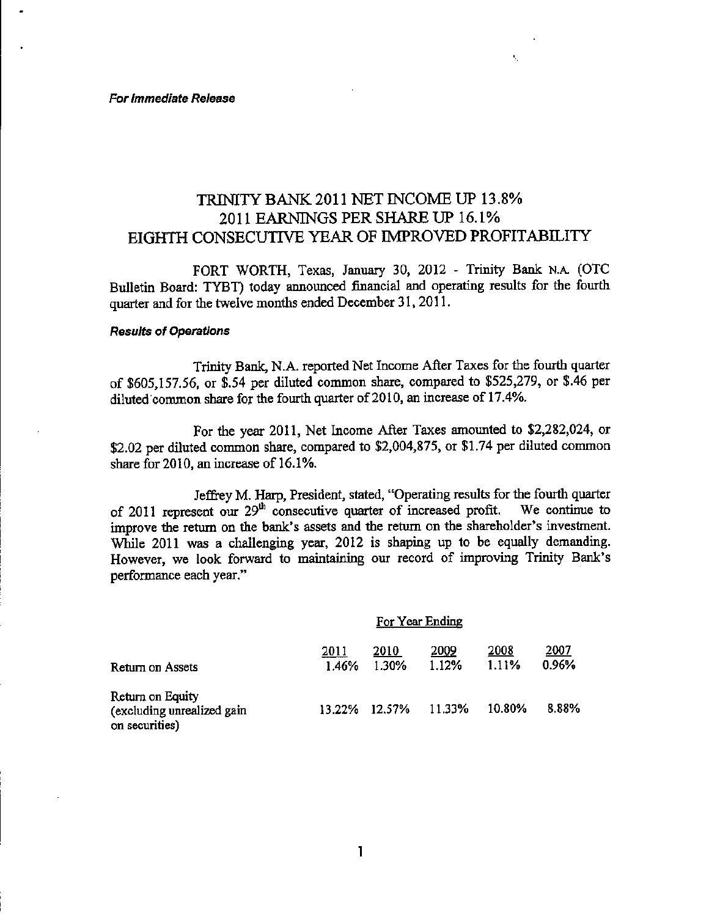*For Immediate Release*

# TRINITY BANK 2011 NET INCOME UP 13.8%
# 2011 EARNINGS PER SHARE UP 16.1%
# EIGHTH CONSECUTIVE YEAR OF IMPROVED PROFITABILITY

FORT WORTH, Texas, January 30, 2012 - Trinity Bank N.A. (OTC Bulletin Board: TYBT) today announced financial and operating results for the fourth quarter and for the twelve months ended December 31, 2011.

***Results of Operations***

Trinity Bank, N.A. reported Net Income After Taxes for the fourth quarter of $605,157.56, or $.54 per diluted common share, compared to $525,279, or $.46 per diluted common share for the fourth quarter of 2010, an increase of 17.4%.

For the year 2011, Net Income After Taxes amounted to $2,282,024, or $2.02 per diluted common share, compared to $2,004,875, or $1.74 per diluted common share for 2010, an increase of 16.1%.

Jeffrey M. Harp, President, stated, "Operating results for the fourth quarter of 2011 represent our 29th consecutive quarter of increased profit. We continue to improve the return on the bank's assets and the return on the shareholder's investment. While 2011 was a challenging year, 2012 is shaping up to be equally demanding. However, we look forward to maintaining our record of improving Trinity Bank's performance each year."

| | For Year Ending | | | | |
|---|---|---|---|---|---|
| | 2011 | 2010 | 2009 | 2008 | 2007 |
| Return on Assets | 1.46% | 1.30% | 1.12% | 1.11% | 0.96% |
| Return on Equity (excluding unrealized gain on securities) | 13.22% | 12.57% | 11.33% | 10.80% | 8.88% |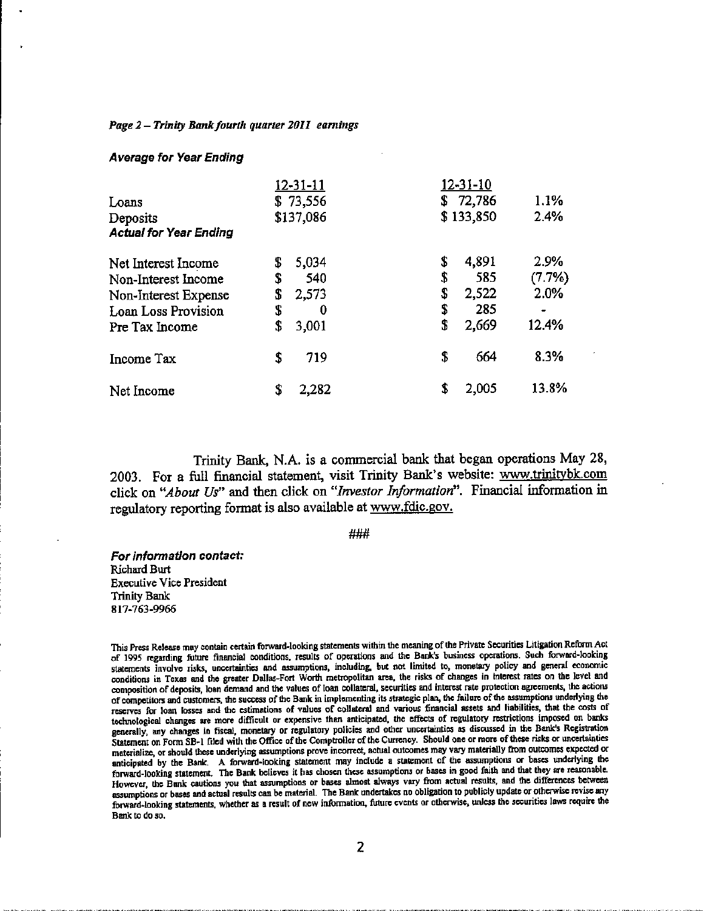*Page 2 – Trinity Bank fourth quarter 2011 earnings*

***Average for Year Ending***

| | 12-31-11 | 12-31-10 | |
|---|---|---|---|
| Loans | $ 73,556 | $ 72,786 | 1.1% |
| Deposits | $137,086 | $ 133,850 | 2.4% |
| ***Actual for Year Ending*** | | | |
| Net Interest Income | $ 5,034 | $ 4,891 | 2.9% |
| Non-Interest Income | $ 540 | $ 585 | (7.7%) |
| Non-Interest Expense | $ 2,573 | $ 2,522 | 2.0% |
| Loan Loss Provision | $ 0 | $ 285 | - |
| Pre Tax Income | $ 3,001 | $ 2,669 | 12.4% |
| Income Tax | $ 719 | $ 664 | 8.3% |
| Net Income | $ 2,282 | $ 2,005 | 13.8% |

Trinity Bank, N.A. is a commercial bank that began operations May 28, 2003. For a full financial statement, visit Trinity Bank's website: www.trinitybk.com click on "*About Us*" and then click on "*Investor Information*". Financial information in regulatory reporting format is also available at www.fdic.gov.

###

***For information contact:***
Richard Burt
Executive Vice President
Trinity Bank
817-763-9966

This Press Release may contain certain forward-looking statements within the meaning of the Private Securities Litigation Reform Act of 1995 regarding future financial conditions, results of operations and the Bank's business operations. Such forward-looking statements involve risks, uncertainties and assumptions, including, but not limited to, monetary policy and general economic conditions in Texas and the greater Dallas-Fort Worth metropolitan area, the risks of changes in interest rates on the level and composition of deposits, loan demand and the values of loan collateral, securities and interest rate protection agreements, the actions of competitors and customers, the success of the Bank in implementing its strategic plan, the failure of the assumptions underlying the reserves for loan losses and the estimations of values of collateral and various financial assets and liabilities, that the costs of technological changes are more difficult or expensive than anticipated, the effects of regulatory restrictions imposed on banks generally, any changes in fiscal, monetary or regulatory policies and other uncertainties as discussed in the Bank's Registration Statement on Form SB-1 filed with the Office of the Comptroller of the Currency. Should one or more of these risks or uncertainties materialize, or should these underlying assumptions prove incorrect, actual outcomes may vary materially from outcomes expected or anticipated by the Bank. A forward-looking statement may include a statement of the assumptions or bases underlying the forward-looking statement. The Bank believes it has chosen these assumptions or bases in good faith and that they are reasonable. However, the Bank cautions you that assumptions or bases almost always vary from actual results, and the differences between assumptions or bases and actual results can be material. The Bank undertakes no obligation to publicly update or otherwise revise any forward-looking statements, whether as a result of new information, future events or otherwise, unless the securities laws require the Bank to do so.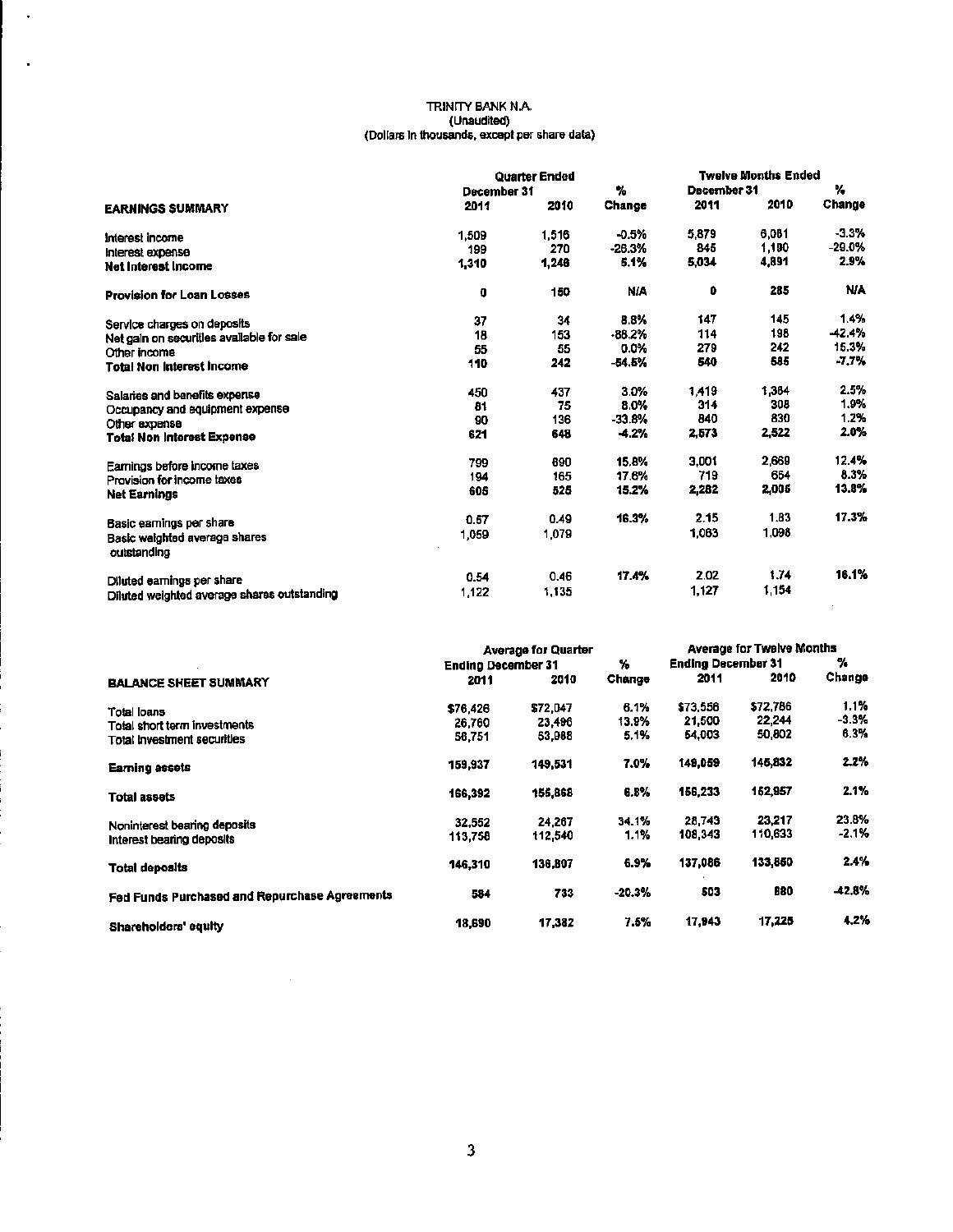TRINITY BANK N.A.
(Unaudited)
(Dollars in thousands, except per share data)

| EARNINGS SUMMARY | Quarter Ended December 31 2011 | 2010 | % Change | Twelve Months Ended December 31 2011 | 2010 | % Change |
|---|---|---|---|---|---|---|
| Interest income | 1,509 | 1,516 | -0.5% | 5,879 | 6,081 | -3.3% |
| Interest expense | 199 | 270 | -26.3% | 845 | 1,190 | -29.0% |
| **Net Interest Income** | **1,310** | **1,246** | **5.1%** | **5,034** | **4,891** | **2.9%** |
| | | | | | | |
| **Provision for Loan Losses** | 0 | 150 | N/A | 0 | 285 | N/A |
| | | | | | | |
| Service charges on deposits | 37 | 34 | 8.8% | 147 | 145 | 1.4% |
| Net gain on securities available for sale | 18 | 153 | -88.2% | 114 | 198 | -42.4% |
| Other income | 55 | 55 | 0.0% | 279 | 242 | 15.3% |
| **Total Non Interest Income** | **110** | **242** | **-54.5%** | **540** | **585** | **-7.7%** |
| | | | | | | |
| Salaries and benefits expense | 450 | 437 | 3.0% | 1,419 | 1,384 | 2.5% |
| Occupancy and equipment expense | 81 | 75 | 8.0% | 314 | 308 | 1.9% |
| Other expense | 90 | 136 | -33.8% | 840 | 830 | 1.2% |
| **Total Non Interest Expense** | **621** | **648** | **-4.2%** | **2,573** | **2,522** | **2.0%** |
| | | | | | | |
| Earnings before income taxes | 799 | 690 | 15.8% | 3,001 | 2,669 | 12.4% |
| Provision for income taxes | 194 | 165 | 17.6% | 719 | 664 | 8.3% |
| **Net Earnings** | **605** | **525** | **15.2%** | **2,282** | **2,005** | **13.8%** |
| | | | | | | |
| Basic earnings per share | 0.57 | 0.49 | 16.3% | 2.15 | 1.83 | 17.3% |
| Basic weighted average shares outstanding | 1,059 | 1,079 | | 1,063 | 1,098 | |
| | | | | | | |
| Diluted earnings per share | 0.54 | 0.46 | 17.4% | 2.02 | 1.74 | 16.1% |
| Diluted weighted average shares outstanding | 1,122 | 1,135 | | 1,127 | 1,154 | |

| BALANCE SHEET SUMMARY | Average for Quarter Ending December 31 2011 | 2010 | % Change | Average for Twelve Months Ending December 31 2011 | 2010 | % Change |
|---|---|---|---|---|---|---|
| Total loans | $76,426 | $72,047 | 6.1% | $73,556 | $72,786 | 1.1% |
| Total short term investments | 26,760 | 23,496 | 13.9% | 21,500 | 22,244 | -3.3% |
| Total investment securities | 56,751 | 53,988 | 5.1% | 54,003 | 50,802 | 6.3% |
| | | | | | | |
| **Earning assets** | **159,937** | **149,531** | **7.0%** | **149,059** | **145,832** | **2.2%** |
| | | | | | | |
| **Total assets** | **166,392** | **155,868** | **6.8%** | **156,233** | **152,957** | **2.1%** |
| | | | | | | |
| Noninterest bearing deposits | 32,552 | 24,267 | 34.1% | 28,743 | 23,217 | 23.8% |
| Interest bearing deposits | 113,758 | 112,540 | 1.1% | 108,343 | 110,633 | -2.1% |
| | | | | | | |
| **Total deposits** | **146,310** | **136,807** | **6.9%** | **137,086** | **133,850** | **2.4%** |
| | | | | | | |
| **Fed Funds Purchased and Repurchase Agreements** | **584** | **733** | **-20.3%** | **503** | **880** | **-42.8%** |
| | | | | | | |
| **Shareholders' equity** | **18,690** | **17,382** | **7.5%** | **17,943** | **17,225** | **4.2%** |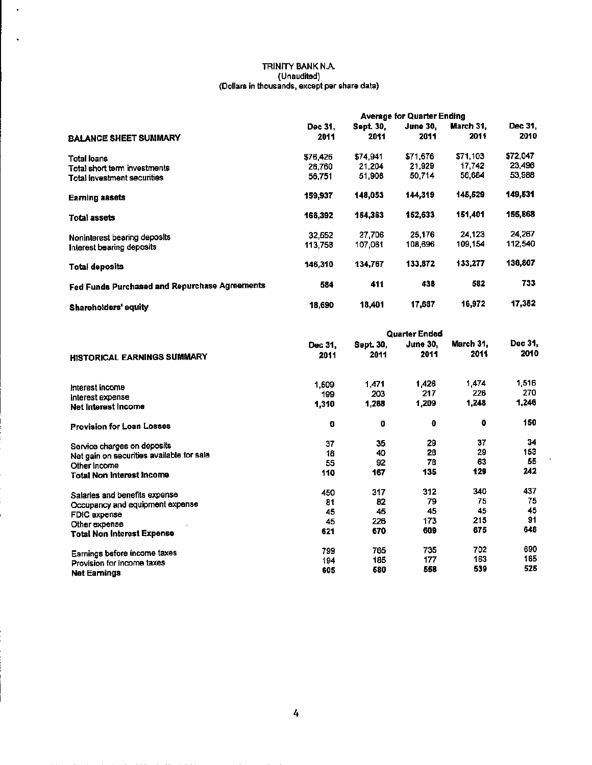TRINITY BANK N.A.
(Unaudited)
(Dollars in thousands, except per share data)

| BALANCE SHEET SUMMARY | Average for Quarter Ending | | | | |
|---|---|---|---|---|---|
| | Dec 31, 2011 | Sept. 30, 2011 | June 30, 2011 | March 31, 2011 | Dec 31, 2010 |
| Total loans | $76,426 | $74,941 | $71,676 | $71,103 | $72,047 |
| Total short term investments | 26,760 | 21,204 | 21,929 | 17,742 | 23,496 |
| Total investment securities | 56,751 | 51,908 | 50,714 | 56,684 | 53,988 |
| **Earning assets** | **159,937** | **148,053** | **144,319** | **145,529** | **149,531** |
| **Total assets** | **168,392** | **154,363** | **152,633** | **151,401** | **155,868** |
| Noninterest bearing deposits | 32,552 | 27,706 | 25,176 | 24,123 | 24,267 |
| Interest bearing deposits | 113,758 | 107,061 | 108,696 | 109,154 | 112,540 |
| **Total deposits** | **146,310** | **134,767** | **133,872** | **133,277** | **136,807** |
| **Fed Funds Purchased and Repurchase Agreements** | **584** | **411** | **438** | **582** | **733** |
| **Shareholders' equity** | **18,690** | **18,401** | **17,687** | **16,972** | **17,382** |

| HISTORICAL EARNINGS SUMMARY | Quarter Ended | | | | |
|---|---|---|---|---|---|
| | Dec 31, 2011 | Sept. 30, 2011 | June 30, 2011 | March 31, 2011 | Dec 31, 2010 |
| Interest income | 1,509 | 1,471 | 1,426 | 1,474 | 1,516 |
| Interest expense | 199 | 203 | 217 | 226 | 270 |
| **Net Interest Income** | **1,310** | **1,268** | **1,209** | **1,248** | **1,246** |
| **Provision for Loan Losses** | **0** | **0** | **0** | **0** | **150** |
| Service charges on deposits | 37 | 35 | 29 | 37 | 34 |
| Net gain on securities available for sale | 18 | 40 | 28 | 29 | 153 |
| Other income | 55 | 92 | 78 | 63 | 55 |
| **Total Non Interest Income** | **110** | **167** | **135** | **129** | **242** |
| Salaries and benefits expense | 450 | 317 | 312 | 340 | 437 |
| Occupancy and equipment expense | 81 | 82 | 79 | 75 | 75 |
| FDIC expense | 45 | 45 | 45 | 45 | 45 |
| Other expense | 45 | 226 | 173 | 215 | 91 |
| **Total Non Interest Expense** | **621** | **670** | **609** | **675** | **648** |
| Earnings before income taxes | 799 | 765 | 735 | 702 | 690 |
| Provision for income taxes | 194 | 185 | 177 | 163 | 165 |
| **Net Earnings** | **605** | **580** | **558** | **539** | **525** |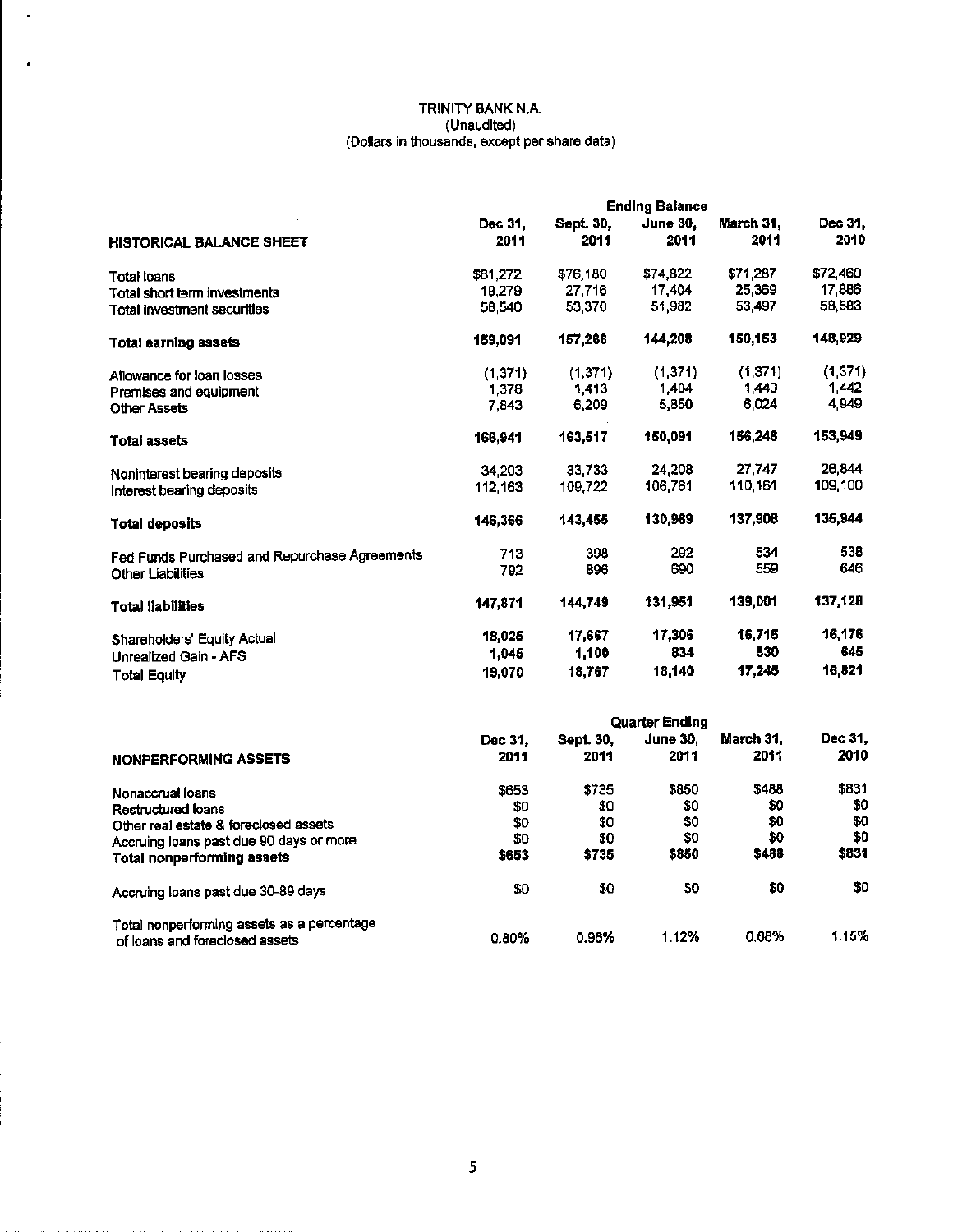TRINITY BANK N.A.
(Unaudited)
(Dollars in thousands, except per share data)

| | Ending Balance | | | | |
|---|---|---|---|---|---|
| **HISTORICAL BALANCE SHEET** | **Dec 31, 2011** | **Sept. 30, 2011** | **June 30, 2011** | **March 31, 2011** | **Dec 31, 2010** |
| Total loans | $81,272 | $76,180 | $74,822 | $71,287 | $72,460 |
| Total short term investments | 19,279 | 27,716 | 17,404 | 25,369 | 17,886 |
| Total investment securities | 58,540 | 53,370 | 51,982 | 53,497 | 58,583 |
| **Total earning assets** | **159,091** | **157,266** | **144,208** | **150,153** | **148,929** |
| Allowance for loan losses | (1,371) | (1,371) | (1,371) | (1,371) | (1,371) |
| Premises and equipment | 1,378 | 1,413 | 1,404 | 1,440 | 1,442 |
| Other Assets | 7,843 | 6,209 | 5,850 | 6,024 | 4,949 |
| **Total assets** | **166,941** | **163,517** | **150,091** | **156,246** | **153,949** |
| Noninterest bearing deposits | 34,203 | 33,733 | 24,208 | 27,747 | 26,844 |
| Interest bearing deposits | 112,163 | 109,722 | 106,761 | 110,161 | 109,100 |
| **Total deposits** | **146,366** | **143,455** | **130,969** | **137,908** | **135,944** |
| Fed Funds Purchased and Repurchase Agreements | 713 | 398 | 292 | 534 | 538 |
| Other Liabilities | 792 | 896 | 690 | 559 | 646 |
| **Total liabilities** | **147,871** | **144,749** | **131,951** | **139,001** | **137,128** |
| Shareholders' Equity Actual | **18,025** | **17,667** | **17,306** | **16,715** | **16,176** |
| Unrealized Gain - AFS | **1,045** | **1,100** | **834** | **530** | **645** |
| Total Equity | **19,070** | **18,767** | **18,140** | **17,245** | **16,821** |

| | Quarter Ending | | | | |
|---|---|---|---|---|---|
| **NONPERFORMING ASSETS** | **Dec 31, 2011** | **Sept. 30, 2011** | **June 30, 2011** | **March 31, 2011** | **Dec 31, 2010** |
| Nonaccrual loans | $653 | $735 | $850 | $488 | $831 |
| Restructured loans | $0 | $0 | $0 | $0 | $0 |
| Other real estate & foreclosed assets | $0 | $0 | $0 | $0 | $0 |
| Accruing loans past due 90 days or more | $0 | $0 | $0 | $0 | $0 |
| **Total nonperforming assets** | **$653** | **$735** | **$850** | **$488** | **$831** |
| Accruing loans past due 30-89 days | $0 | $0 | $0 | $0 | $0 |
| Total nonperforming assets as a percentage of loans and foreclosed assets | 0.80% | 0.96% | 1.12% | 0.68% | 1.15% |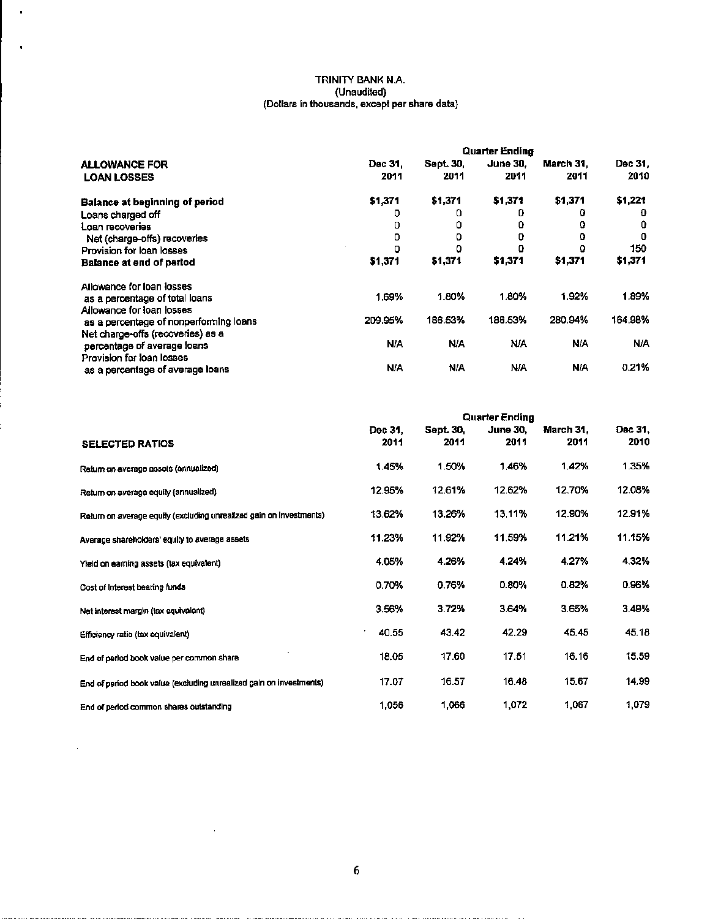TRINITY BANK N.A.
(Unaudited)
(Dollars in thousands, except per share data)

| ALLOWANCE FOR LOAN LOSSES | Quarter Ending Dec 31, 2011 | Sept. 30, 2011 | June 30, 2011 | March 31, 2011 | Dec 31, 2010 |
|---|---|---|---|---|---|
| **Balance at beginning of period** | $1,371 | $1,371 | $1,371 | $1,371 | $1,221 |
| Loans charged off | 0 | 0 | 0 | 0 | 0 |
| Loan recoveries | 0 | 0 | 0 | 0 | 0 |
| Net (charge-offs) recoveries | 0 | 0 | 0 | 0 | 0 |
| Provision for loan losses | 0 | 0 | 0 | 0 | 150 |
| **Balance at end of period** | $1,371 | $1,371 | $1,371 | $1,371 | $1,371 |
| Allowance for loan losses as a percentage of total loans | 1.69% | 1.80% | 1.80% | 1.92% | 1.89% |
| Allowance for loan losses as a percentage of nonperforming loans | 209.95% | 186.53% | 186.53% | 280.94% | 164.98% |
| Net charge-offs (recoveries) as a percentage of average loans | N/A | N/A | N/A | N/A | N/A |
| Provision for loan losses as a percentage of average loans | N/A | N/A | N/A | N/A | 0.21% |

| SELECTED RATIOS | Quarter Ending Dec 31, 2011 | Sept. 30, 2011 | June 30, 2011 | March 31, 2011 | Dec 31, 2010 |
|---|---|---|---|---|---|
| Return on average assets (annualized) | 1.45% | 1.50% | 1.46% | 1.42% | 1.35% |
| Return on average equity (annualized) | 12.95% | 12.61% | 12.62% | 12.70% | 12.08% |
| Return on average equity (excluding unrealized gain on investments) | 13.62% | 13.26% | 13.11% | 12.90% | 12.91% |
| Average shareholders' equity to average assets | 11.23% | 11.92% | 11.59% | 11.21% | 11.15% |
| Yield on earning assets (tax equivalent) | 4.05% | 4.26% | 4.24% | 4.27% | 4.32% |
| Cost of interest bearing funds | 0.70% | 0.76% | 0.80% | 0.82% | 0.96% |
| Net interest margin (tax equivalent) | 3.56% | 3.72% | 3.64% | 3.65% | 3.49% |
| Efficiency ratio (tax equivalent) | 40.55 | 43.42 | 42.29 | 45.45 | 45.18 |
| End of period book value per common share | 18.05 | 17.60 | 17.51 | 16.16 | 15.59 |
| End of period book value (excluding unrealized gain on investments) | 17.07 | 16.57 | 16.48 | 15.67 | 14.99 |
| End of period common shares outstanding | 1,056 | 1,066 | 1,072 | 1,067 | 1,079 |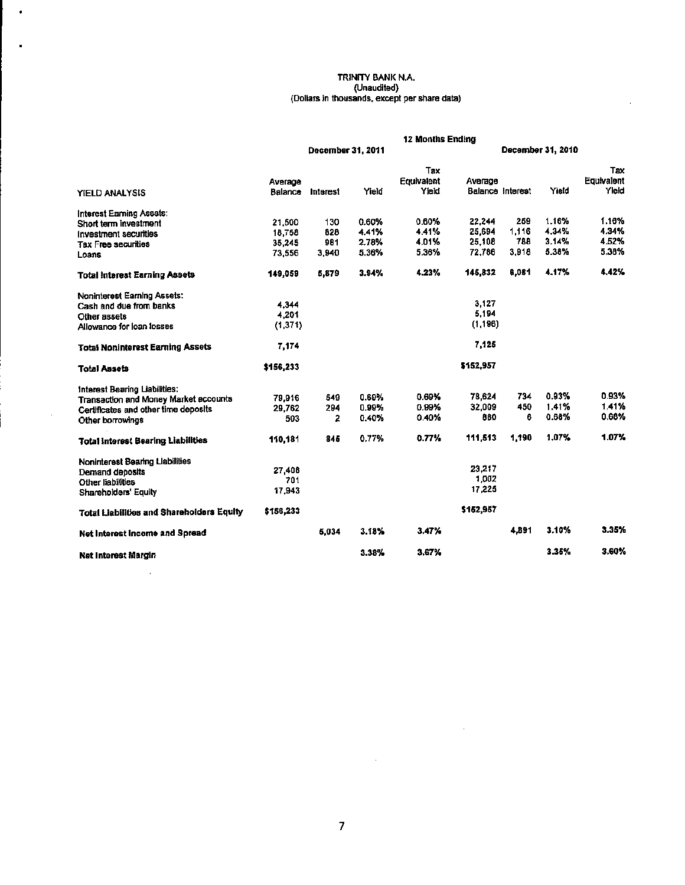# TRINITY BANK N.A.
(Unaudited)
(Dollars in thousands, except per share data)

| | 12 Months Ending | | | | | | | |
|---|---|---|---|---|---|---|---|---|
| | December 31, 2011 | | | | December 31, 2010 | | | |
| YIELD ANALYSIS | Average Balance | Interest | Yield | Tax Equivalent Yield | Average Balance | Interest | Yield | Tax Equivalent Yield |
| Interest Earning Assets: | | | | | | | | |
| Short term investment | 21,500 | 130 | 0.60% | 0.60% | 22,244 | 259 | 1.16% | 1.16% |
| Investment securities | 18,758 | 828 | 4.41% | 4.41% | 25,694 | 1,116 | 4.34% | 4.34% |
| Tax Free securities | 35,245 | 981 | 2.78% | 4.01% | 25,108 | 788 | 3.14% | 4.52% |
| Loans | 73,556 | 3,940 | 5.36% | 5.36% | 72,786 | 3,918 | 5.38% | 5.38% |
| **Total Interest Earning Assets** | **149,059** | **5,879** | **3.94%** | **4.23%** | **145,832** | **6,081** | **4.17%** | **4.42%** |
| Noninterest Earning Assets: | | | | | | | | |
| Cash and due from banks | 4,344 | | | | 3,127 | | | |
| Other assets | 4,201 | | | | 5,194 | | | |
| Allowance for loan losses | (1,371) | | | | (1,196) | | | |
| **Total Noninterest Earning Assets** | **7,174** | | | | **7,125** | | | |
| **Total Assets** | **$156,233** | | | | **$152,957** | | | |
| Interest Bearing Liabilities: | | | | | | | | |
| Transaction and Money Market accounts | 79,916 | 549 | 0.69% | 0.69% | 78,624 | 734 | 0.93% | 0.93% |
| Certificates and other time deposits | 29,762 | 294 | 0.99% | 0.99% | 32,009 | 450 | 1.41% | 1.41% |
| Other borrowings | 503 | 2 | 0.40% | 0.40% | 880 | 6 | 0.68% | 0.68% |
| **Total Interest Bearing Liabilities** | **110,181** | **845** | **0.77%** | **0.77%** | **111,513** | **1,190** | **1.07%** | **1.07%** |
| Noninterest Bearing Liabilities | | | | | | | | |
| Demand deposits | 27,408 | | | | 23,217 | | | |
| Other liabilities | 701 | | | | 1,002 | | | |
| Shareholders' Equity | 17,943 | | | | 17,225 | | | |
| **Total Liabilities and Shareholders Equity** | **$156,233** | | | | **$152,957** | | | |
| **Net Interest Income and Spread** | | **5,034** | **3.18%** | **3.47%** | | **4,891** | **3.10%** | **3.35%** |
| **Net Interest Margin** | | | **3.38%** | **3.67%** | | | **3.35%** | **3.60%** |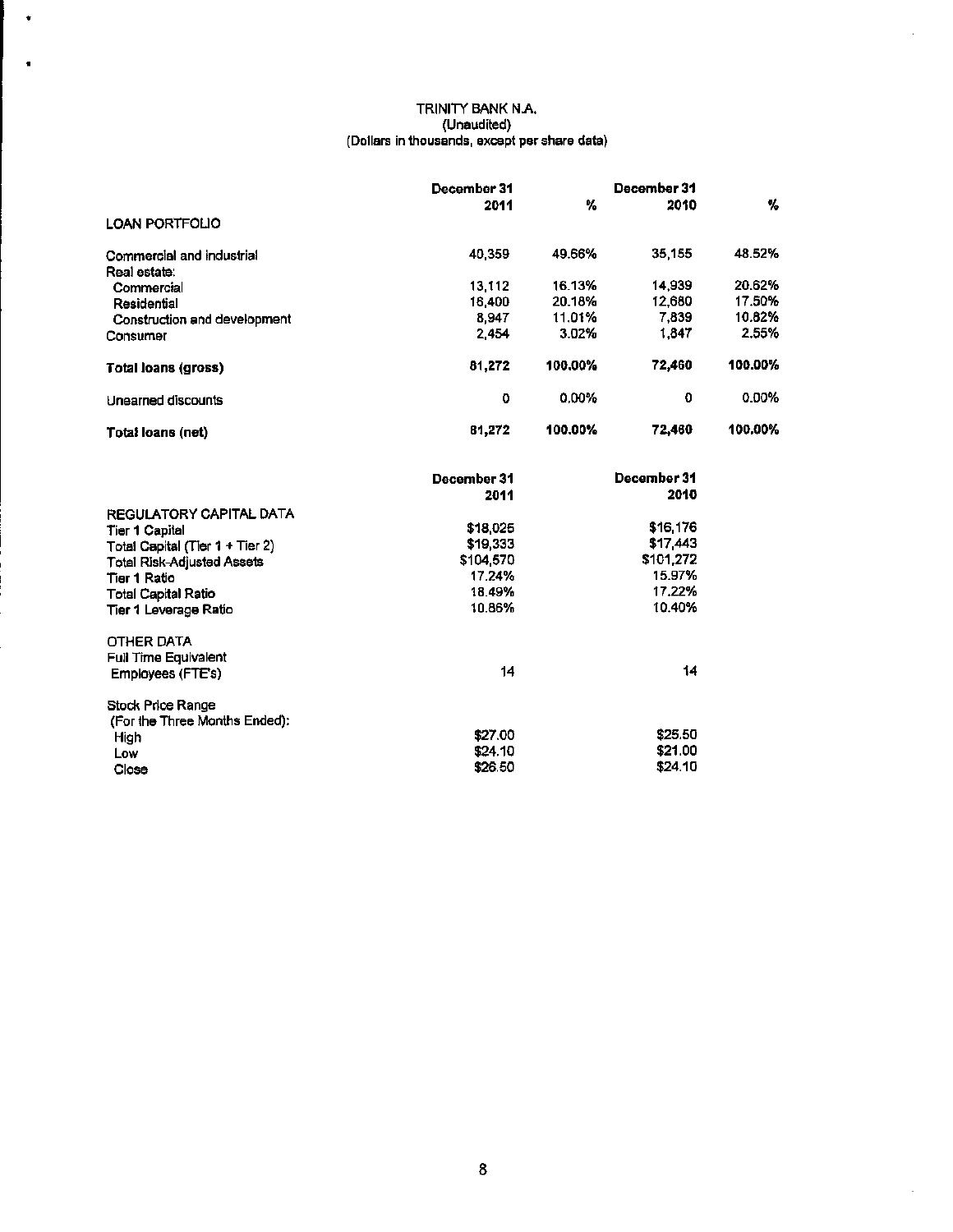TRINITY BANK N.A.
(Unaudited)
(Dollars in thousands, except per share data)

| | December 31 2011 | % | December 31 2010 | % |
|---|---|---|---|---|
| LOAN PORTFOLIO | | | | |
| Commercial and industrial | 40,359 | 49.66% | 35,155 | 48.52% |
| Real estate: | | | | |
| Commercial | 13,112 | 16.13% | 14,939 | 20.62% |
| Residential | 16,400 | 20.18% | 12,680 | 17.50% |
| Construction and development | 8,947 | 11.01% | 7,839 | 10.82% |
| Consumer | 2,454 | 3.02% | 1,847 | 2.55% |
| **Total loans (gross)** | **81,272** | **100.00%** | **72,460** | **100.00%** |
| Unearned discounts | 0 | 0.00% | 0 | 0.00% |
| **Total loans (net)** | **81,272** | **100.00%** | **72,460** | **100.00%** |

| | December 31 2011 | December 31 2010 |
|---|---|---|
| REGULATORY CAPITAL DATA | | |
| Tier 1 Capital | $18,025 | $16,176 |
| Total Capital (Tier 1 + Tier 2) | $19,333 | $17,443 |
| Total Risk-Adjusted Assets | $104,570 | $101,272 |
| Tier 1 Ratio | 17.24% | 15.97% |
| Total Capital Ratio | 18.49% | 17.22% |
| Tier 1 Leverage Ratio | 10.86% | 10.40% |
| OTHER DATA | | |
| Full Time Equivalent Employees (FTE's) | 14 | 14 |
| Stock Price Range (For the Three Months Ended): | | |
| High | $27.00 | $25.50 |
| Low | $24.10 | $21.00 |
| Close | $26.50 | $24.10 |